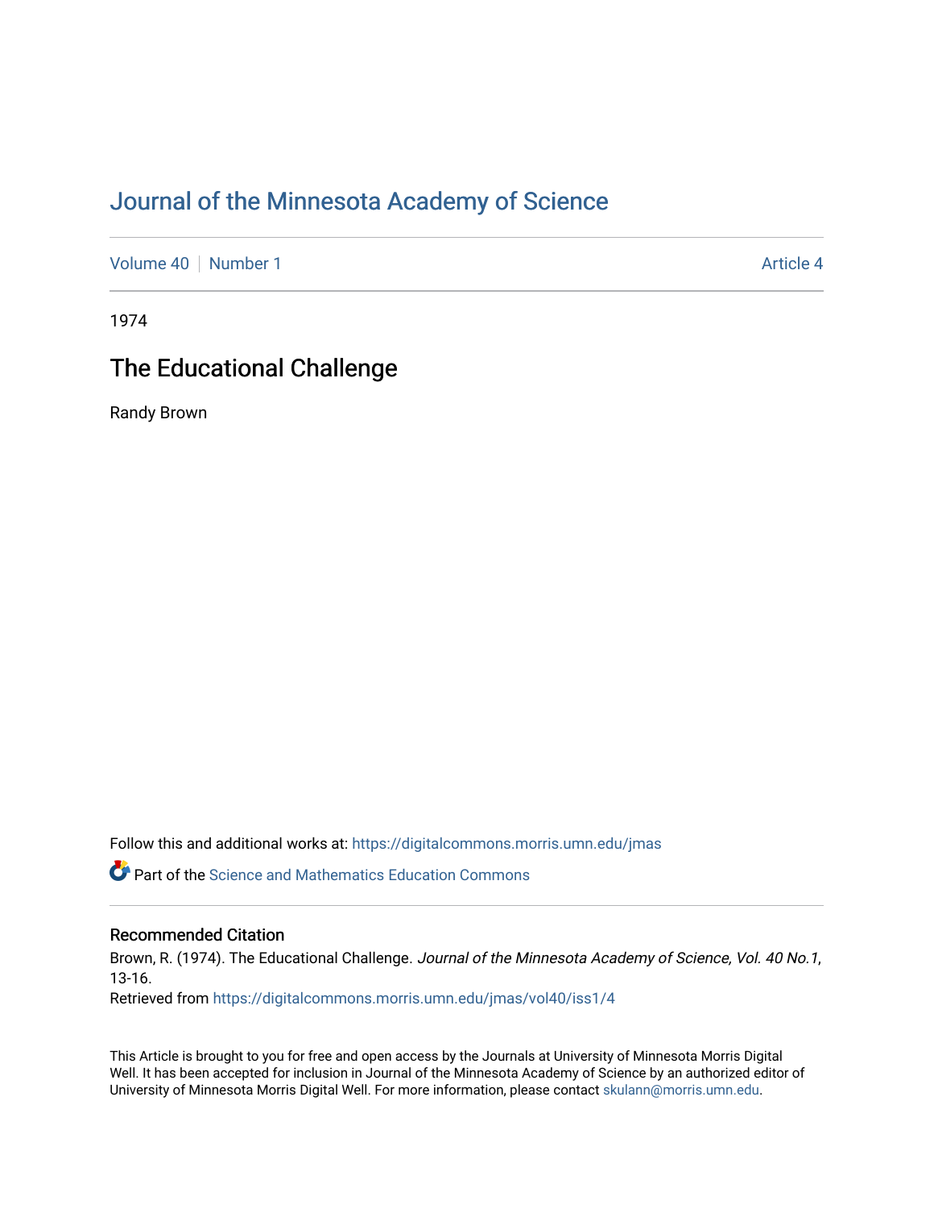# Journal of the Minnesota Academy of Science

Volume 40 | Number 1 Article 4

1974

## The Educational Challenge

Randy Brown

Follow this and additional works at: https://digitalcommons.morris.umn.edu/jmas

Part of the Science and Mathematics Education Commons

### Recommended Citation

Brown, R. (1974). The Educational Challenge. *Journal of the Minnesota Academy of Science, Vol. 40 No.1*, 13-16.
Retrieved from https://digitalcommons.morris.umn.edu/jmas/vol40/iss1/4

This Article is brought to you for free and open access by the Journals at University of Minnesota Morris Digital Well. It has been accepted for inclusion in Journal of the Minnesota Academy of Science by an authorized editor of University of Minnesota Morris Digital Well. For more information, please contact skulann@morris.umn.edu.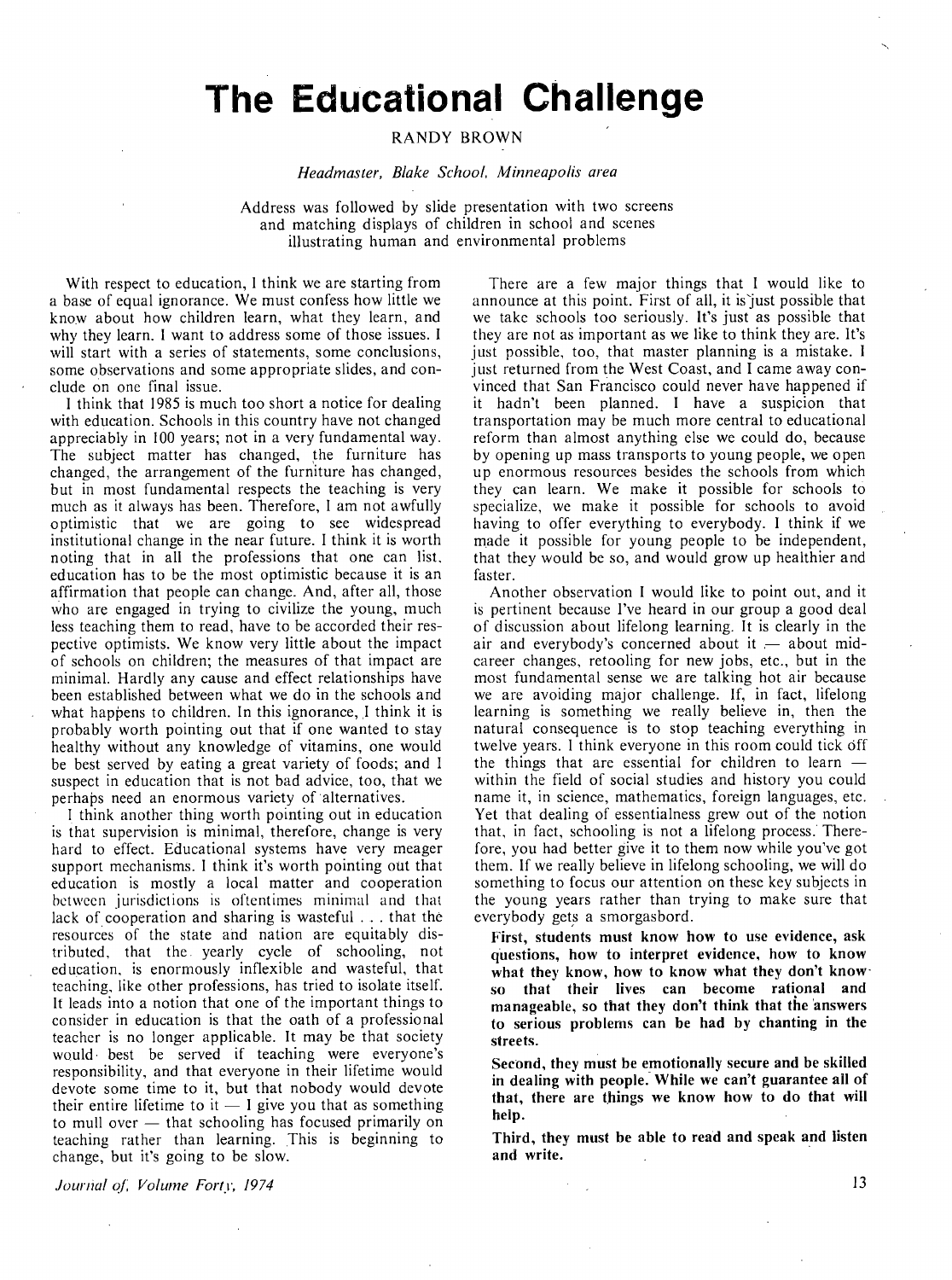# The Educational Challenge

RANDY BROWN

*Headmaster, Blake School, Minneapolis area*

Address was followed by slide presentation with two screens and matching displays of children in school and scenes illustrating human and environmental problems

With respect to education, I think we are starting from a base of equal ignorance. We must confess how little we know about how children learn, what they learn, and why they learn. I want to address some of those issues. I will start with a series of statements, some conclusions, some observations and some appropriate slides, and conclude on one final issue.

I think that 1985 is much too short a notice for dealing with education. Schools in this country have not changed appreciably in 100 years; not in a very fundamental way. The subject matter has changed, the furniture has changed, the arrangement of the furniture has changed, but in most fundamental respects the teaching is very much as it always has been. Therefore, I am not awfully optimistic that we are going to see widespread institutional change in the near future. I think it is worth noting that in all the professions that one can list, education has to be the most optimistic because it is an affirmation that people can change. And, after all, those who are engaged in trying to civilize the young, much less teaching them to read, have to be accorded their respective optimists. We know very little about the impact of schools on children; the measures of that impact are minimal. Hardly any cause and effect relationships have been established between what we do in the schools and what happens to children. In this ignorance, I think it is probably worth pointing out that if one wanted to stay healthy without any knowledge of vitamins, one would be best served by eating a great variety of foods; and I suspect in education that is not bad advice, too, that we perhaps need an enormous variety of alternatives.

I think another thing worth pointing out in education is that supervision is minimal, therefore, change is very hard to effect. Educational systems have very meager support mechanisms. I think it's worth pointing out that education is mostly a local matter and cooperation between jurisdictions is oftentimes minimal and that lack of cooperation and sharing is wasteful . . . that the resources of the state and nation are equitably distributed, that the yearly cycle of schooling, not education, is enormously inflexible and wasteful, that teaching, like other professions, has tried to isolate itself. It leads into a notion that one of the important things to consider in education is that the oath of a professional teacher is no longer applicable. It may be that society would best be served if teaching were everyone's responsibility, and that everyone in their lifetime would devote some time to it, but that nobody would devote their entire lifetime to it — I give you that as something to mull over — that schooling has focused primarily on teaching rather than learning. This is beginning to change, but it's going to be slow.

There are a few major things that I would like to announce at this point. First of all, it is just possible that we take schools too seriously. It's just as possible that they are not as important as we like to think they are. It's just possible, too, that master planning is a mistake. I just returned from the West Coast, and I came away convinced that San Francisco could never have happened if it hadn't been planned. I have a suspicion that transportation may be much more central to educational reform than almost anything else we could do, because by opening up mass transports to young people, we open up enormous resources besides the schools from which they can learn. We make it possible for schools to specialize, we make it possible for schools to avoid having to offer everything to everybody. I think if we made it possible for young people to be independent, that they would be so, and would grow up healthier and faster.

Another observation I would like to point out, and it is pertinent because I've heard in our group a good deal of discussion about lifelong learning. It is clearly in the air and everybody's concerned about it — about mid-career changes, retooling for new jobs, etc., but in the most fundamental sense we are talking hot air because we are avoiding major challenge. If, in fact, lifelong learning is something we really believe in, then the natural consequence is to stop teaching everything in twelve years. I think everyone in this room could tick off the things that are essential for children to learn — within the field of social studies and history you could name it, in science, mathematics, foreign languages, etc. Yet that dealing of essentialness grew out of the notion that, in fact, schooling is not a lifelong process. Therefore, you had better give it to them now while you've got them. If we really believe in lifelong schooling, we will do something to focus our attention on these key subjects in the young years rather than trying to make sure that everybody gets a smorgasbord.

**First, students must know how to use evidence, ask questions, how to interpret evidence, how to know what they know, how to know what they don't know so that their lives can become rational and manageable, so that they don't think that the answers to serious problems can be had by chanting in the streets.**

**Second, they must be emotionally secure and be skilled in dealing with people. While we can't guarantee all of that, there are things we know how to do that will help.**

**Third, they must be able to read and speak and listen and write.**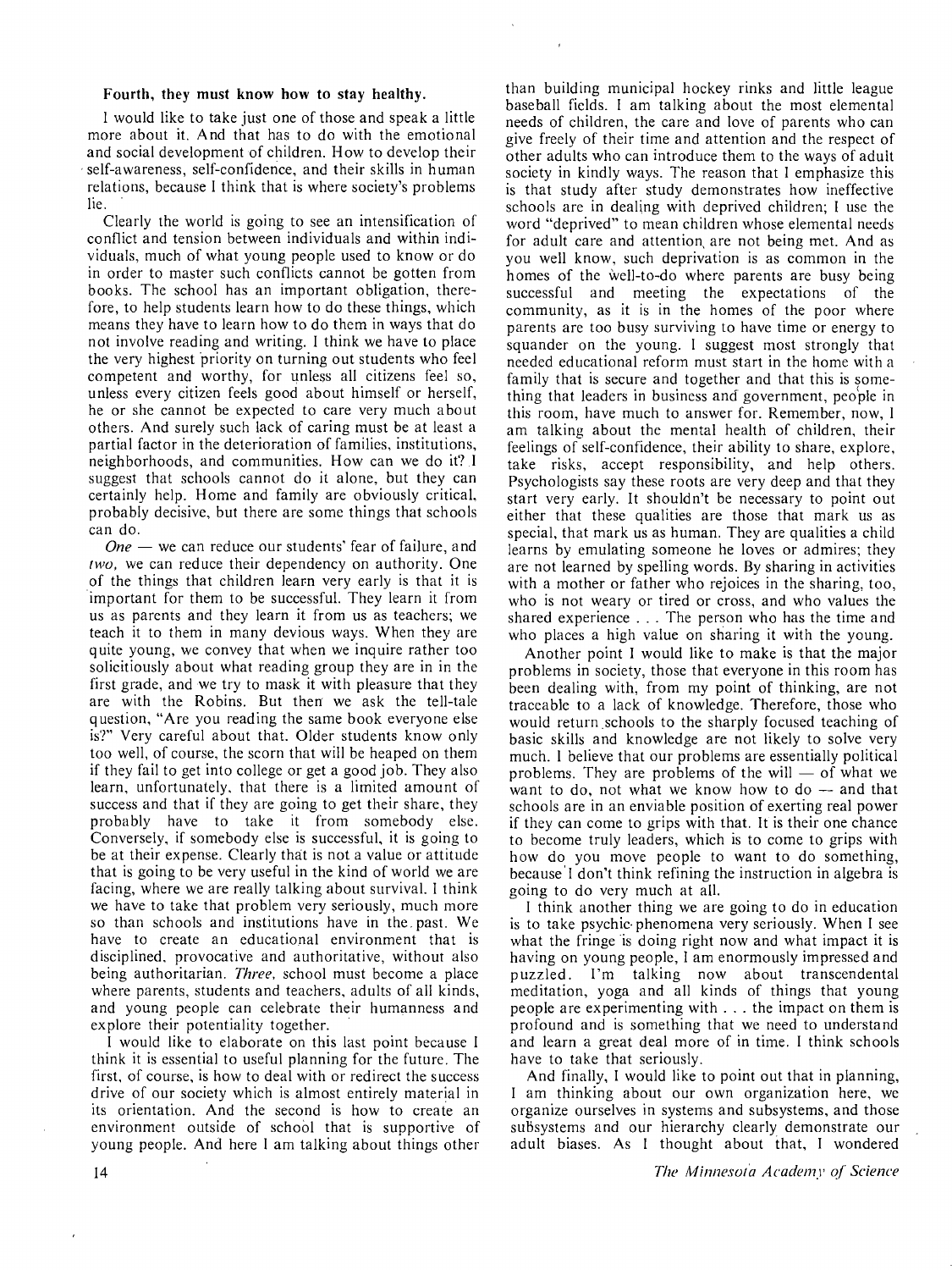**Fourth, they must know how to stay healthy.**

I would like to take just one of those and speak a little more about it. And that has to do with the emotional and social development of children. How to develop their self-awareness, self-confidence, and their skills in human relations, because I think that is where society's problems lie.

Clearly the world is going to see an intensification of conflict and tension between individuals and within individuals, much of what young people used to know or do in order to master such conflicts cannot be gotten from books. The school has an important obligation, therefore, to help students learn how to do these things, which means they have to learn how to do them in ways that do not involve reading and writing. I think we have to place the very highest priority on turning out students who feel competent and worthy, for unless all citizens feel so, unless every citizen feels good about himself or herself, he or she cannot be expected to care very much about others. And surely such lack of caring must be at least a partial factor in the deterioration of families, institutions, neighborhoods, and communities. How can we do it? I suggest that schools cannot do it alone, but they can certainly help. Home and family are obviously critical, probably decisive, but there are some things that schools can do.

*One* — we can reduce our students' fear of failure, and *two*, we can reduce their dependency on authority. One of the things that children learn very early is that it is important for them to be successful. They learn it from us as parents and they learn it from us as teachers; we teach it to them in many devious ways. When they are quite young, we convey that when we inquire rather too solicitiously about what reading group they are in in the first grade, and we try to mask it with pleasure that they are with the Robins. But then we ask the tell-tale question, "Are you reading the same book everyone else is?" Very careful about that. Older students know only too well, of course, the scorn that will be heaped on them if they fail to get into college or get a good job. They also learn, unfortunately, that there is a limited amount of success and that if they are going to get their share, they probably have to take it from somebody else. Conversely, if somebody else is successful, it is going to be at their expense. Clearly that is not a value or attitude that is going to be very useful in the kind of world we are facing, where we are really talking about survival. I think we have to take that problem very seriously, much more so than schools and institutions have in the past. We have to create an educational environment that is disciplined, provocative and authoritative, without also being authoritarian. *Three*, school must become a place where parents, students and teachers, adults of all kinds, and young people can celebrate their humanness and explore their potentiality together.

I would like to elaborate on this last point because I think it is essential to useful planning for the future. The first, of course, is how to deal with or redirect the success drive of our society which is almost entirely material in its orientation. And the second is how to create an environment outside of school that is supportive of young people. And here I am talking about things other than building municipal hockey rinks and little league baseball fields. I am talking about the most elemental needs of children, the care and love of parents who can give freely of their time and attention and the respect of other adults who can introduce them to the ways of adult society in kindly ways. The reason that I emphasize this is that study after study demonstrates how ineffective schools are in dealing with deprived children; I use the word "deprived" to mean children whose elemental needs for adult care and attention are not being met. And as you well know, such deprivation is as common in the homes of the well-to-do where parents are busy being successful and meeting the expectations of the community, as it is in the homes of the poor where parents are too busy surviving to have time or energy to squander on the young. I suggest most strongly that needed educational reform must start in the home with a family that is secure and together and that this is something that leaders in business and government, people in this room, have much to answer for. Remember, now, I am talking about the mental health of children, their feelings of self-confidence, their ability to share, explore, take risks, accept responsibility, and help others. Psychologists say these roots are very deep and that they start very early. It shouldn't be necessary to point out either that these qualities are those that mark us as special, that mark us as human. They are qualities a child learns by emulating someone he loves or admires; they are not learned by spelling words. By sharing in activities with a mother or father who rejoices in the sharing, too, who is not weary or tired or cross, and who values the shared experience . . . The person who has the time and who places a high value on sharing it with the young.

Another point I would like to make is that the major problems in society, those that everyone in this room has been dealing with, from my point of thinking, are not traceable to a lack of knowledge. Therefore, those who would return schools to the sharply focused teaching of basic skills and knowledge are not likely to solve very much. I believe that our problems are essentially political problems. They are problems of the will — of what we want to do, not what we know how to do — and that schools are in an enviable position of exerting real power if they can come to grips with that. It is their one chance to become truly leaders, which is to come to grips with how do you move people to want to do something, because I don't think refining the instruction in algebra is going to do very much at all.

I think another thing we are going to do in education is to take psychic phenomena very seriously. When I see what the fringe is doing right now and what impact it is having on young people, I am enormously impressed and puzzled. I'm talking now about transcendental meditation, yoga and all kinds of things that young people are experimenting with . . . the impact on them is profound and is something that we need to understand and learn a great deal more of in time. I think schools have to take that seriously.

And finally, I would like to point out that in planning, I am thinking about our own organization here, we organize ourselves in systems and subsystems, and those subsystems and our hierarchy clearly demonstrate our adult biases. As I thought about that, I wondered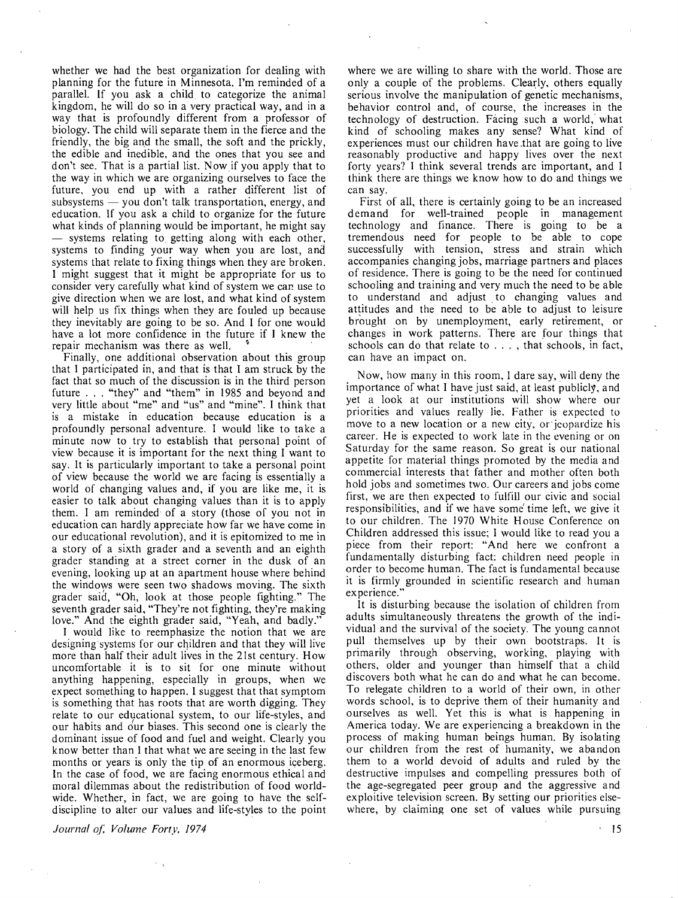whether we had the best organization for dealing with planning for the future in Minnesota. I'm reminded of a parallel. If you ask a child to categorize the animal kingdom, he will do so in a very practical way, and in a way that is profoundly different from a professor of biology. The child will separate them in the fierce and the friendly, the big and the small, the soft and the prickly, the edible and inedible, and the ones that you see and don't see. That is a partial list. Now if you apply that to the way in which we are organizing ourselves to face the future, you end up with a rather different list of subsystems — you don't talk transportation, energy, and education. If you ask a child to organize for the future what kinds of planning would be important, he might say — systems relating to getting along with each other, systems to finding your way when you are lost, and systems that relate to fixing things when they are broken. I might suggest that it might be appropriate for us to consider very carefully what kind of system we can use to give direction when we are lost, and what kind of system will help us fix things when they are fouled up because they inevitably are going to be so. And I for one would have a lot more confidence in the future if I knew the repair mechanism was there as well.

Finally, one additional observation about this group that I participated in, and that is that I am struck by the fact that so much of the discussion is in the third person future . . . "they" and "them" in 1985 and beyond and very little about "me" and "us" and "mine". I think that is a mistake in education because education is a profoundly personal adventure. I would like to take a minute now to try to establish that personal point of view because it is important for the next thing I want to say. It is particularly important to take a personal point of view because the world we are facing is essentially a world of changing values and, if you are like me, it is easier to talk about changing values than it is to apply them. I am reminded of a story (those of you not in education can hardly appreciate how far we have come in our educational revolution), and it is epitomized to me in a story of a sixth grader and a seventh and an eighth grader standing at a street corner in the dusk of an evening, looking up at an apartment house where behind the windows were seen two shadows moving. The sixth grader said, "Oh, look at those people fighting." The seventh grader said, "They're not fighting, they're making love." And the eighth grader said, "Yeah, and badly."

I would like to reemphasize the notion that we are designing systems for our children and that they will live more than half their adult lives in the 21st century. How uncomfortable it is to sit for one minute without anything happening, especially in groups, when we expect something to happen. I suggest that that symptom is something that has roots that are worth digging. They relate to our educational system, to our life-styles, and our habits and our biases. This second one is clearly the dominant issue of food and fuel and weight. Clearly you know better than I that what we are seeing in the last few months or years is only the tip of an enormous iceberg. In the case of food, we are facing enormous ethical and moral dilemmas about the redistribution of food worldwide. Whether, in fact, we are going to have the self-discipline to alter our values and life-styles to the point where we are willing to share with the world. Those are only a couple of the problems. Clearly, others equally serious involve the manipulation of genetic mechanisms, behavior control and, of course, the increases in the technology of destruction. Facing such a world, what kind of schooling makes any sense? What kind of experiences must our children have that are going to live reasonably productive and happy lives over the next forty years? I think several trends are important, and I think there are things we know how to do and things we can say.

First of all, there is certainly going to be an increased demand for well-trained people in management technology and finance. There is going to be a tremendous need for people to be able to cope successfully with tension, stress and strain which accompanies changing jobs, marriage partners and places of residence. There is going to be the need for continued schooling and training and very much the need to be able to understand and adjust to changing values and attitudes and the need to be able to adjust to leisure brought on by unemployment, early retirement, or changes in work patterns. There are four things that schools can do that relate to . . . , that schools, in fact, can have an impact on.

Now, how many in this room, I dare say, will deny the importance of what I have just said, at least publicly, and yet a look at our institutions will show where our priorities and values really lie. Father is expected to move to a new location or a new city, or jeopardize his career. He is expected to work late in the evening or on Saturday for the same reason. So great is our national appetite for material things promoted by the media and commercial interests that father and mother often both hold jobs and sometimes two. Our careers and jobs come first, we are then expected to fulfill our civic and social responsibilities, and if we have some time left, we give it to our children. The 1970 White House Conference on Children addressed this issue; I would like to read you a piece from their report: "And here we confront a fundamentally disturbing fact: children need people in order to become human. The fact is fundamental because it is firmly grounded in scientific research and human experience."

It is disturbing because the isolation of children from adults simultaneously threatens the growth of the individual and the survival of the society. The young cannot pull themselves up by their own bootstraps. It is primarily through observing, working, playing with others, older and younger than himself that a child discovers both what he can do and what he can become. To relegate children to a world of their own, in other words school, is to deprive them of their humanity and ourselves as well. Yet this is what is happening in America today. We are experiencing a breakdown in the process of making human beings human. By isolating our children from the rest of humanity, we abandon them to a world devoid of adults and ruled by the destructive impulses and compelling pressures both of the age-segregated peer group and the aggressive and exploitive television screen. By setting our priorities elsewhere, by claiming one set of values while pursuing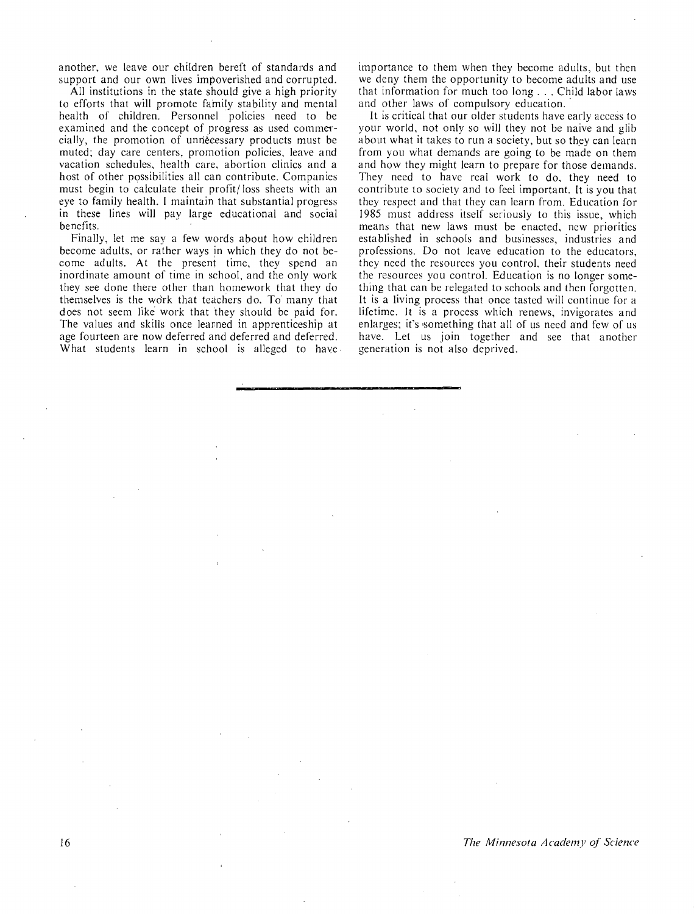another, we leave our children bereft of standards and support and our own lives impoverished and corrupted.

All institutions in the state should give a high priority to efforts that will promote family stability and mental health of children. Personnel policies need to be examined and the concept of progress as used commercially, the promotion of unnecessary products must be muted; day care centers, promotion policies, leave and vacation schedules, health care, abortion clinics and a host of other possibilities all can contribute. Companies must begin to calculate their profit/loss sheets with an eye to family health. I maintain that substantial progress in these lines will pay large educational and social benefits.

Finally, let me say a few words about how children become adults, or rather ways in which they do not become adults. At the present time, they spend an inordinate amount of time in school, and the only work they see done there other than homework that they do themselves is the work that teachers do. To many that does not seem like work that they should be paid for. The values and skills once learned in apprenticeship at age fourteen are now deferred and deferred and deferred. What students learn in school is alleged to have importance to them when they become adults, but then we deny them the opportunity to become adults and use that information for much too long . . . Child labor laws and other laws of compulsory education.

It is critical that our older students have early access to your world, not only so will they not be naive and glib about what it takes to run a society, but so they can learn from you what demands are going to be made on them and how they might learn to prepare for those demands. They need to have real work to do, they need to contribute to society and to feel important. It is you that they respect and that they can learn from. Education for 1985 must address itself seriously to this issue, which means that new laws must be enacted, new priorities established in schools and businesses, industries and professions. Do not leave education to the educators, they need the resources you control, their students need the resources you control. Education is no longer something that can be relegated to schools and then forgotten. It is a living process that once tasted will continue for a lifetime. It is a process which renews, invigorates and enlarges; it's something that all of us need and few of us have. Let us join together and see that another generation is not also deprived.